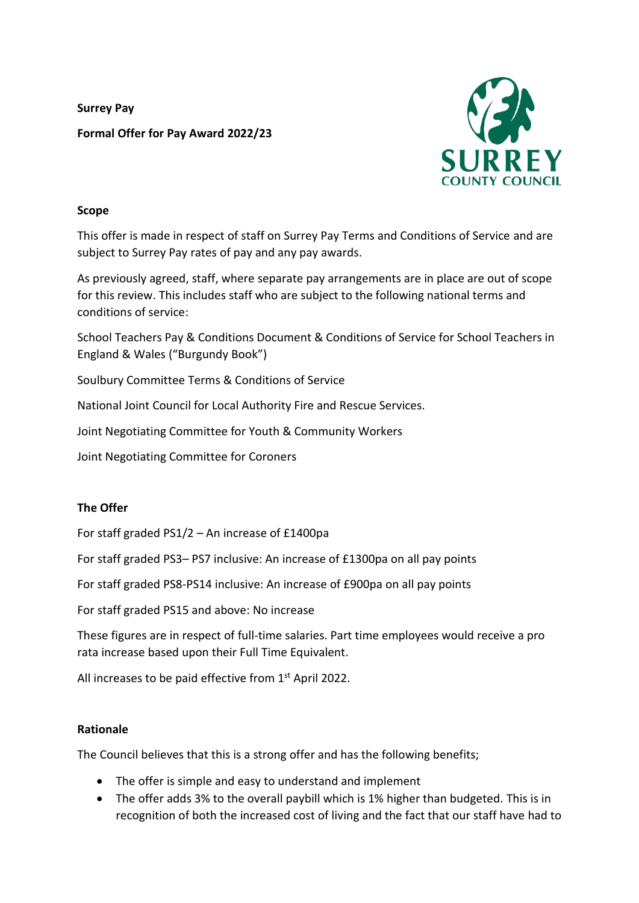**Surrey Pay**

**Formal Offer for Pay Award 2022/23**

**Scope**

This offer is made in respect of staff on Surrey Pay Terms and Conditions of Service and are subject to Surrey Pay rates of pay and any pay awards.

As previously agreed, staff, where separate pay arrangements are in place are out of scope for this review. This includes staff who are subject to the following national terms and conditions of service:

School Teachers Pay & Conditions Document & Conditions of Service for School Teachers in England & Wales ("Burgundy Book")

Soulbury Committee Terms & Conditions of Service

National Joint Council for Local Authority Fire and Rescue Services.

Joint Negotiating Committee for Youth & Community Workers

Joint Negotiating Committee for Coroners

**The Offer**

For staff graded PS1/2 – An increase of £1400pa

For staff graded PS3– PS7 inclusive: An increase of £1300pa on all pay points

For staff graded PS8-PS14 inclusive: An increase of £900pa on all pay points

For staff graded PS15 and above: No increase

These figures are in respect of full-time salaries. Part time employees would receive a pro rata increase based upon their Full Time Equivalent.

All increases to be paid effective from 1st April 2022.

**Rationale**

The Council believes that this is a strong offer and has the following benefits;

- The offer is simple and easy to understand and implement
- The offer adds 3% to the overall paybill which is 1% higher than budgeted. This is in recognition of both the increased cost of living and the fact that our staff have had to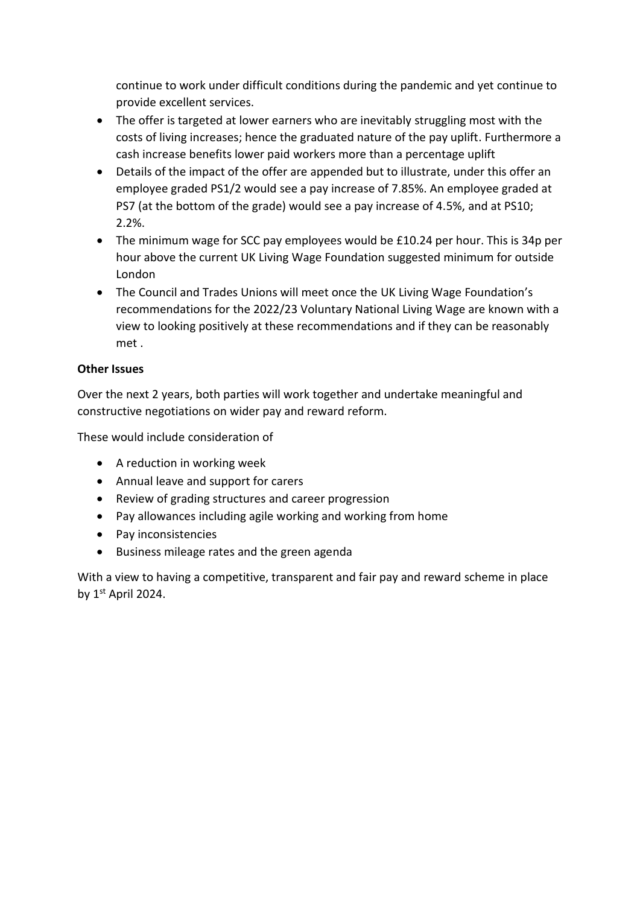continue to work under difficult conditions during the pandemic and yet continue to provide excellent services.

- The offer is targeted at lower earners who are inevitably struggling most with the costs of living increases; hence the graduated nature of the pay uplift. Furthermore a cash increase benefits lower paid workers more than a percentage uplift
- Details of the impact of the offer are appended but to illustrate, under this offer an employee graded PS1/2 would see a pay increase of 7.85%. An employee graded at PS7 (at the bottom of the grade) would see a pay increase of 4.5%, and at PS10; 2.2%.
- The minimum wage for SCC pay employees would be £10.24 per hour. This is 34p per hour above the current UK Living Wage Foundation suggested minimum for outside London
- The Council and Trades Unions will meet once the UK Living Wage Foundation's recommendations for the 2022/23 Voluntary National Living Wage are known with a view to looking positively at these recommendations and if they can be reasonably met .

**Other Issues**

Over the next 2 years, both parties will work together and undertake meaningful and constructive negotiations on wider pay and reward reform.

These would include consideration of

- A reduction in working week
- Annual leave and support for carers
- Review of grading structures and career progression
- Pay allowances including agile working and working from home
- Pay inconsistencies
- Business mileage rates and the green agenda

With a view to having a competitive, transparent and fair pay and reward scheme in place by 1st April 2024.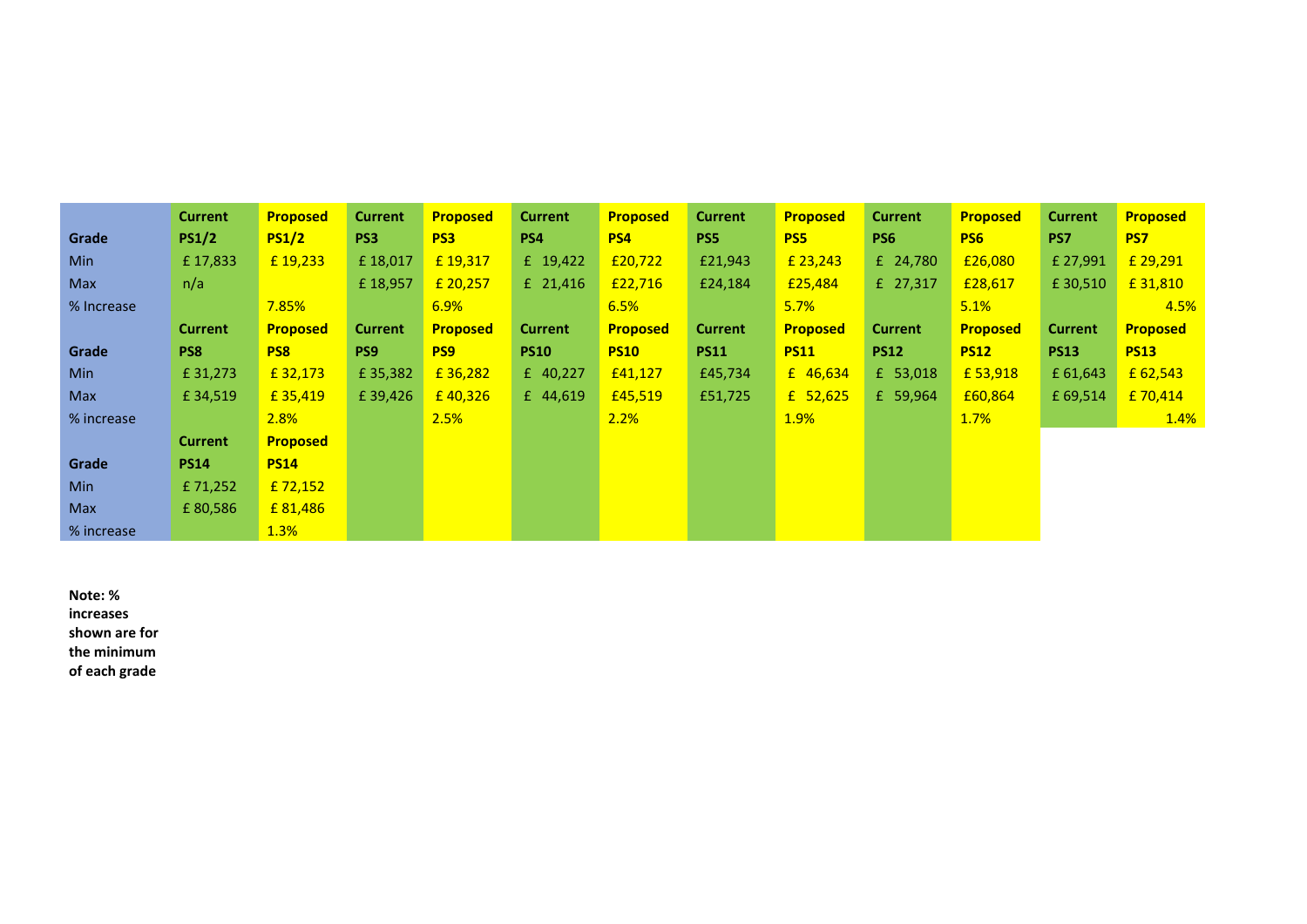| Grade | Current PS1/2 | Proposed PS1/2 | Current PS3 | Proposed PS3 | Current PS4 | Proposed PS4 | Current PS5 | Proposed PS5 | Current PS6 | Proposed PS6 | Current PS7 | Proposed PS7 |
|---|---|---|---|---|---|---|---|---|---|---|---|---|
| Min | £ 17,833 | £ 19,233 | £ 18,017 | £ 19,317 | £ 19,422 | £20,722 | £21,943 | £ 23,243 | £ 24,780 | £26,080 | £ 27,991 | £ 29,291 |
| Max | n/a | | £ 18,957 | £ 20,257 | £ 21,416 | £22,716 | £24,184 | £25,484 | £ 27,317 | £28,617 | £ 30,510 | £ 31,810 |
| % Increase | | 7.85% | | 6.9% | | 6.5% | | 5.7% | | 5.1% | | 4.5% |
| **Grade** | **Current PS8** | **Proposed PS8** | **Current PS9** | **Proposed PS9** | **Current PS10** | **Proposed PS10** | **Current PS11** | **Proposed PS11** | **Current PS12** | **Proposed PS12** | **Current PS13** | **Proposed PS13** |
| Min | £ 31,273 | £ 32,173 | £ 35,382 | £ 36,282 | £ 40,227 | £41,127 | £45,734 | £ 46,634 | £ 53,018 | £ 53,918 | £ 61,643 | £ 62,543 |
| Max | £ 34,519 | £ 35,419 | £ 39,426 | £ 40,326 | £ 44,619 | £45,519 | £51,725 | £ 52,625 | £ 59,964 | £60,864 | £ 69,514 | £ 70,414 |
| % increase | | 2.8% | | 2.5% | | 2.2% | | 1.9% | | 1.7% | | 1.4% |
| **Grade** | **Current PS14** | **Proposed PS14** | | | | | | | | | | |
| Min | £ 71,252 | £ 72,152 | | | | | | | | | | |
| Max | £ 80,586 | £ 81,486 | | | | | | | | | | |
| % increase | | 1.3% | | | | | | | | | | |

**Note: % increases shown are for the minimum of each grade**